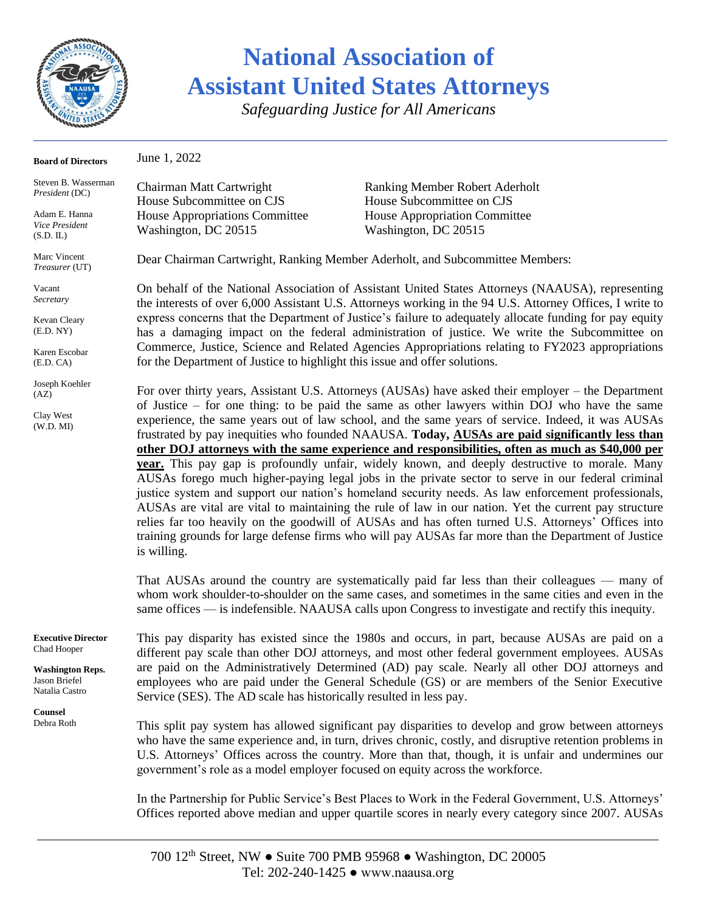# National Association of Assistant United States Attorneys

*Safeguarding Justice for All Americans*

**Board of Directors**

Steven B. Wasserman
*President* (DC)

Adam E. Hanna
*Vice President*
(S.D. IL)

Marc Vincent
*Treasurer* (UT)

Vacant
*Secretary*

Kevan Cleary
(E.D. NY)

Karen Escobar
(E.D. CA)

Joseph Koehler
(AZ)

Clay West
(W.D. MI)

**Executive Director**
Chad Hooper

**Washington Reps.**
Jason Briefel
Natalia Castro

**Counsel**
Debra Roth

June 1, 2022

Chairman Matt Cartwright
House Subcommittee on CJS
House Appropriations Committee
Washington, DC 20515

Ranking Member Robert Aderholt
House Subcommittee on CJS
House Appropriation Committee
Washington, DC 20515

Dear Chairman Cartwright, Ranking Member Aderholt, and Subcommittee Members:

On behalf of the National Association of Assistant United States Attorneys (NAAUSA), representing the interests of over 6,000 Assistant U.S. Attorneys working in the 94 U.S. Attorney Offices, I write to express concerns that the Department of Justice's failure to adequately allocate funding for pay equity has a damaging impact on the federal administration of justice. We write the Subcommittee on Commerce, Justice, Science and Related Agencies Appropriations relating to FY2023 appropriations for the Department of Justice to highlight this issue and offer solutions.

For over thirty years, Assistant U.S. Attorneys (AUSAs) have asked their employer – the Department of Justice – for one thing: to be paid the same as other lawyers within DOJ who have the same experience, the same years out of law school, and the same years of service. Indeed, it was AUSAs frustrated by pay inequities who founded NAAUSA. **Today, <u>AUSAs are paid significantly less than other DOJ attorneys with the same experience and responsibilities, often as much as $40,000 per year.</u>** This pay gap is profoundly unfair, widely known, and deeply destructive to morale. Many AUSAs forego much higher-paying legal jobs in the private sector to serve in our federal criminal justice system and support our nation's homeland security needs. As law enforcement professionals, AUSAs are vital are vital to maintaining the rule of law in our nation. Yet the current pay structure relies far too heavily on the goodwill of AUSAs and has often turned U.S. Attorneys' Offices into training grounds for large defense firms who will pay AUSAs far more than the Department of Justice is willing.

That AUSAs around the country are systematically paid far less than their colleagues — many of whom work shoulder-to-shoulder on the same cases, and sometimes in the same cities and even in the same offices — is indefensible. NAAUSA calls upon Congress to investigate and rectify this inequity.

This pay disparity has existed since the 1980s and occurs, in part, because AUSAs are paid on a different pay scale than other DOJ attorneys, and most other federal government employees. AUSAs are paid on the Administratively Determined (AD) pay scale. Nearly all other DOJ attorneys and employees who are paid under the General Schedule (GS) or are members of the Senior Executive Service (SES). The AD scale has historically resulted in less pay.

This split pay system has allowed significant pay disparities to develop and grow between attorneys who have the same experience and, in turn, drives chronic, costly, and disruptive retention problems in U.S. Attorneys' Offices across the country. More than that, though, it is unfair and undermines our government's role as a model employer focused on equity across the workforce.

In the Partnership for Public Service's Best Places to Work in the Federal Government, U.S. Attorneys' Offices reported above median and upper quartile scores in nearly every category since 2007. AUSAs

700 12th Street, NW ● Suite 700 PMB 95968 ● Washington, DC 20005
Tel: 202-240-1425 ● www.naausa.org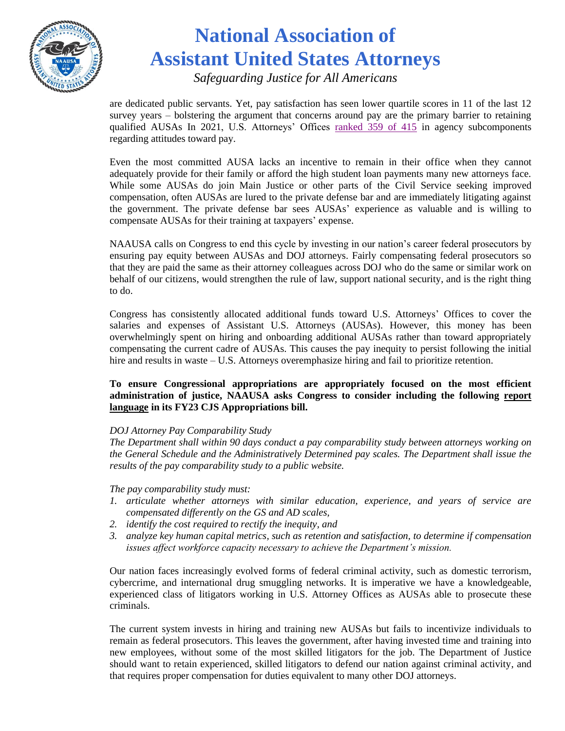are dedicated public servants. Yet, pay satisfaction has seen lower quartile scores in 11 of the last 12 survey years – bolstering the argument that concerns around pay are the primary barrier to retaining qualified AUSAs In 2021, U.S. Attorneys' Offices ranked 359 of 415 in agency subcomponents regarding attitudes toward pay.

Even the most committed AUSA lacks an incentive to remain in their office when they cannot adequately provide for their family or afford the high student loan payments many new attorneys face. While some AUSAs do join Main Justice or other parts of the Civil Service seeking improved compensation, often AUSAs are lured to the private defense bar and are immediately litigating against the government. The private defense bar sees AUSAs' experience as valuable and is willing to compensate AUSAs for their training at taxpayers' expense.

NAAUSA calls on Congress to end this cycle by investing in our nation's career federal prosecutors by ensuring pay equity between AUSAs and DOJ attorneys. Fairly compensating federal prosecutors so that they are paid the same as their attorney colleagues across DOJ who do the same or similar work on behalf of our citizens, would strengthen the rule of law, support national security, and is the right thing to do.

Congress has consistently allocated additional funds toward U.S. Attorneys' Offices to cover the salaries and expenses of Assistant U.S. Attorneys (AUSAs). However, this money has been overwhelmingly spent on hiring and onboarding additional AUSAs rather than toward appropriately compensating the current cadre of AUSAs. This causes the pay inequity to persist following the initial hire and results in waste – U.S. Attorneys overemphasize hiring and fail to prioritize retention.

**To ensure Congressional appropriations are appropriately focused on the most efficient administration of justice, NAAUSA asks Congress to consider including the following report language in its FY23 CJS Appropriations bill.**

*DOJ Attorney Pay Comparability Study*
*The Department shall within 90 days conduct a pay comparability study between attorneys working on the General Schedule and the Administratively Determined pay scales. The Department shall issue the results of the pay comparability study to a public website.*

*The pay comparability study must:*

1. *articulate whether attorneys with similar education, experience, and years of service are compensated differently on the GS and AD scales,*
2. *identify the cost required to rectify the inequity, and*
3. *analyze key human capital metrics, such as retention and satisfaction, to determine if compensation issues affect workforce capacity necessary to achieve the Department's mission.*

Our nation faces increasingly evolved forms of federal criminal activity, such as domestic terrorism, cybercrime, and international drug smuggling networks. It is imperative we have a knowledgeable, experienced class of litigators working in U.S. Attorney Offices as AUSAs able to prosecute these criminals.

The current system invests in hiring and training new AUSAs but fails to incentivize individuals to remain as federal prosecutors. This leaves the government, after having invested time and training into new employees, without some of the most skilled litigators for the job. The Department of Justice should want to retain experienced, skilled litigators to defend our nation against criminal activity, and that requires proper compensation for duties equivalent to many other DOJ attorneys.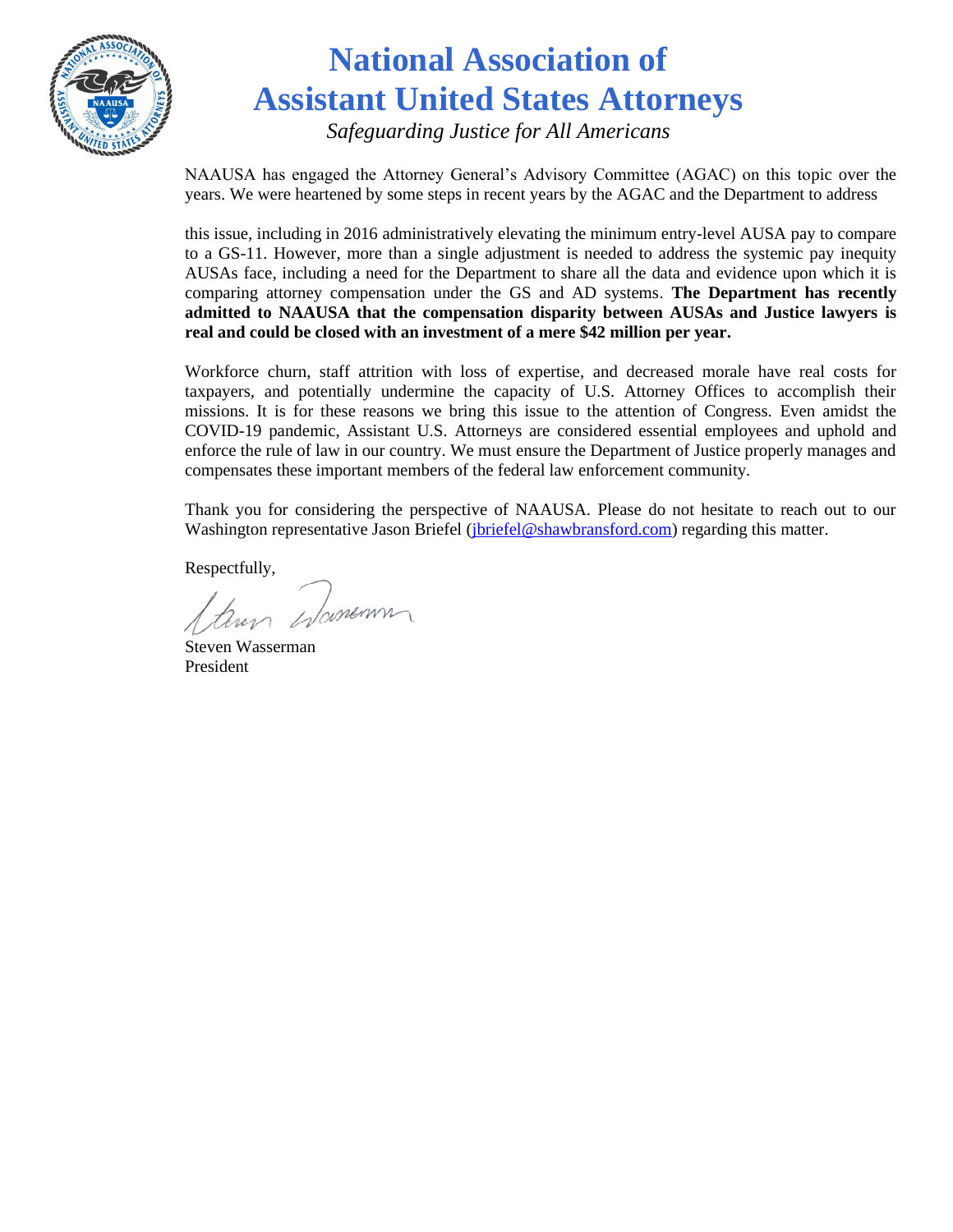# National Association of Assistant United States Attorneys

*Safeguarding Justice for All Americans*

NAAUSA has engaged the Attorney General's Advisory Committee (AGAC) on this topic over the years. We were heartened by some steps in recent years by the AGAC and the Department to address

this issue, including in 2016 administratively elevating the minimum entry-level AUSA pay to compare to a GS-11. However, more than a single adjustment is needed to address the systemic pay inequity AUSAs face, including a need for the Department to share all the data and evidence upon which it is comparing attorney compensation under the GS and AD systems. **The Department has recently admitted to NAAUSA that the compensation disparity between AUSAs and Justice lawyers is real and could be closed with an investment of a mere $42 million per year.**

Workforce churn, staff attrition with loss of expertise, and decreased morale have real costs for taxpayers, and potentially undermine the capacity of U.S. Attorney Offices to accomplish their missions. It is for these reasons we bring this issue to the attention of Congress. Even amidst the COVID-19 pandemic, Assistant U.S. Attorneys are considered essential employees and uphold and enforce the rule of law in our country. We must ensure the Department of Justice properly manages and compensates these important members of the federal law enforcement community.

Thank you for considering the perspective of NAAUSA. Please do not hesitate to reach out to our Washington representative Jason Briefel (jbriefel@shawbransford.com) regarding this matter.

Respectfully,

Steven Wasserman
President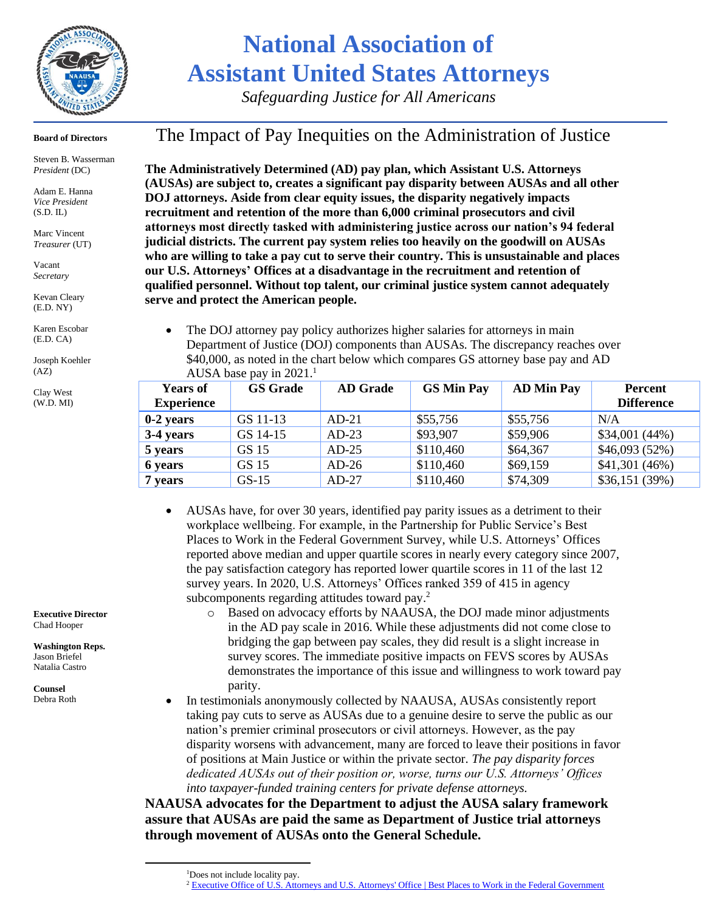# National Association of Assistant United States Attorneys

*Safeguarding Justice for All Americans*

**Board of Directors**

Steven B. Wasserman
*President* (DC)

Adam E. Hanna
*Vice President*
(S.D. IL)

Marc Vincent
*Treasurer* (UT)

Vacant
*Secretary*

Kevan Cleary
(E.D. NY)

Karen Escobar
(E.D. CA)

Joseph Koehler
(AZ)

Clay West
(W.D. MI)

**Executive Director**
Chad Hooper

**Washington Reps.**
Jason Briefel
Natalia Castro

**Counsel**
Debra Roth

## The Impact of Pay Inequities on the Administration of Justice

**The Administratively Determined (AD) pay plan, which Assistant U.S. Attorneys (AUSAs) are subject to, creates a significant pay disparity between AUSAs and all other DOJ attorneys. Aside from clear equity issues, the disparity negatively impacts recruitment and retention of the more than 6,000 criminal prosecutors and civil attorneys most directly tasked with administering justice across our nation's 94 federal judicial districts. The current pay system relies too heavily on the goodwill on AUSAs who are willing to take a pay cut to serve their country. This is unsustainable and places our U.S. Attorneys' Offices at a disadvantage in the recruitment and retention of qualified personnel. Without top talent, our criminal justice system cannot adequately serve and protect the American people.**

- The DOJ attorney pay policy authorizes higher salaries for attorneys in main Department of Justice (DOJ) components than AUSAs. The discrepancy reaches over $40,000, as noted in the chart below which compares GS attorney base pay and AD AUSA base pay in 2021.[1]

| Years of Experience | GS Grade | AD Grade | GS Min Pay | AD Min Pay | Percent Difference |
|---|---|---|---|---|---|
| **0-2 years** | GS 11-13 | AD-21 | $55,756 | $55,756 | N/A |
| **3-4 years** | GS 14-15 | AD-23 | $93,907 | $59,906 | $34,001 (44%) |
| **5 years** | GS 15 | AD-25 | $110,460 | $64,367 | $46,093 (52%) |
| **6 years** | GS 15 | AD-26 | $110,460 | $69,159 | $41,301 (46%) |
| **7 years** | GS-15 | AD-27 | $110,460 | $74,309 | $36,151 (39%) |

- AUSAs have, for over 30 years, identified pay parity issues as a detriment to their workplace wellbeing. For example, in the Partnership for Public Service's Best Places to Work in the Federal Government Survey, while U.S. Attorneys' Offices reported above median and upper quartile scores in nearly every category since 2007, the pay satisfaction category has reported lower quartile scores in 11 of the last 12 survey years. In 2020, U.S. Attorneys' Offices ranked 359 of 415 in agency subcomponents regarding attitudes toward pay.[2]
    - Based on advocacy efforts by NAAUSA, the DOJ made minor adjustments in the AD pay scale in 2016. While these adjustments did not come close to bridging the gap between pay scales, they did result is a slight increase in survey scores. The immediate positive impacts on FEVS scores by AUSAs demonstrates the importance of this issue and willingness to work toward pay parity.
- In testimonials anonymously collected by NAAUSA, AUSAs consistently report taking pay cuts to serve as AUSAs due to a genuine desire to serve the public as our nation's premier criminal prosecutors or civil attorneys. However, as the pay disparity worsens with advancement, many are forced to leave their positions in favor of positions at Main Justice or within the private sector. *The pay disparity forces dedicated AUSAs out of their position or, worse, turns our U.S. Attorneys' Offices into taxpayer-funded training centers for private defense attorneys.*

**NAAUSA advocates for the Department to adjust the AUSA salary framework assure that AUSAs are paid the same as Department of Justice trial attorneys through movement of AUSAs onto the General Schedule.**

[1] Does not include locality pay.

[2] Executive Office of U.S. Attorneys and U.S. Attorneys' Office | Best Places to Work in the Federal Government